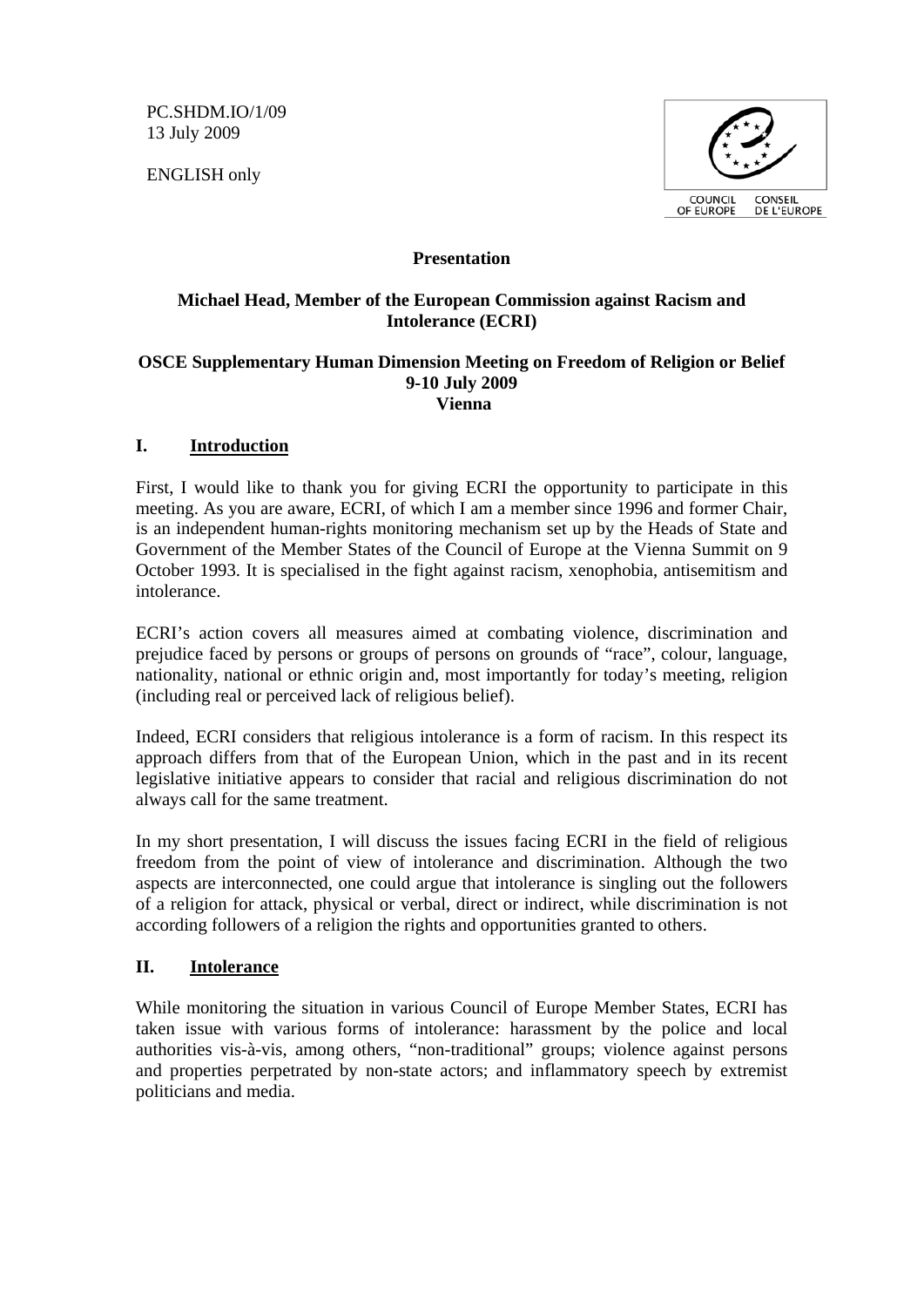PC.SHDM.IO/1/09
13 July 2009

ENGLISH only

COUNCIL OF EUROPE CONSEIL DE L'EUROPE

**Presentation**

**Michael Head, Member of the European Commission against Racism and Intolerance (ECRI)**

**OSCE Supplementary Human Dimension Meeting on Freedom of Religion or Belief**
**9-10 July 2009**
**Vienna**

## I. Introduction

First, I would like to thank you for giving ECRI the opportunity to participate in this meeting. As you are aware, ECRI, of which I am a member since 1996 and former Chair, is an independent human-rights monitoring mechanism set up by the Heads of State and Government of the Member States of the Council of Europe at the Vienna Summit on 9 October 1993. It is specialised in the fight against racism, xenophobia, antisemitism and intolerance.

ECRI's action covers all measures aimed at combating violence, discrimination and prejudice faced by persons or groups of persons on grounds of "race", colour, language, nationality, national or ethnic origin and, most importantly for today's meeting, religion (including real or perceived lack of religious belief).

Indeed, ECRI considers that religious intolerance is a form of racism. In this respect its approach differs from that of the European Union, which in the past and in its recent legislative initiative appears to consider that racial and religious discrimination do not always call for the same treatment.

In my short presentation, I will discuss the issues facing ECRI in the field of religious freedom from the point of view of intolerance and discrimination. Although the two aspects are interconnected, one could argue that intolerance is singling out the followers of a religion for attack, physical or verbal, direct or indirect, while discrimination is not according followers of a religion the rights and opportunities granted to others.

## II. Intolerance

While monitoring the situation in various Council of Europe Member States, ECRI has taken issue with various forms of intolerance: harassment by the police and local authorities vis-à-vis, among others, "non-traditional" groups; violence against persons and properties perpetrated by non-state actors; and inflammatory speech by extremist politicians and media.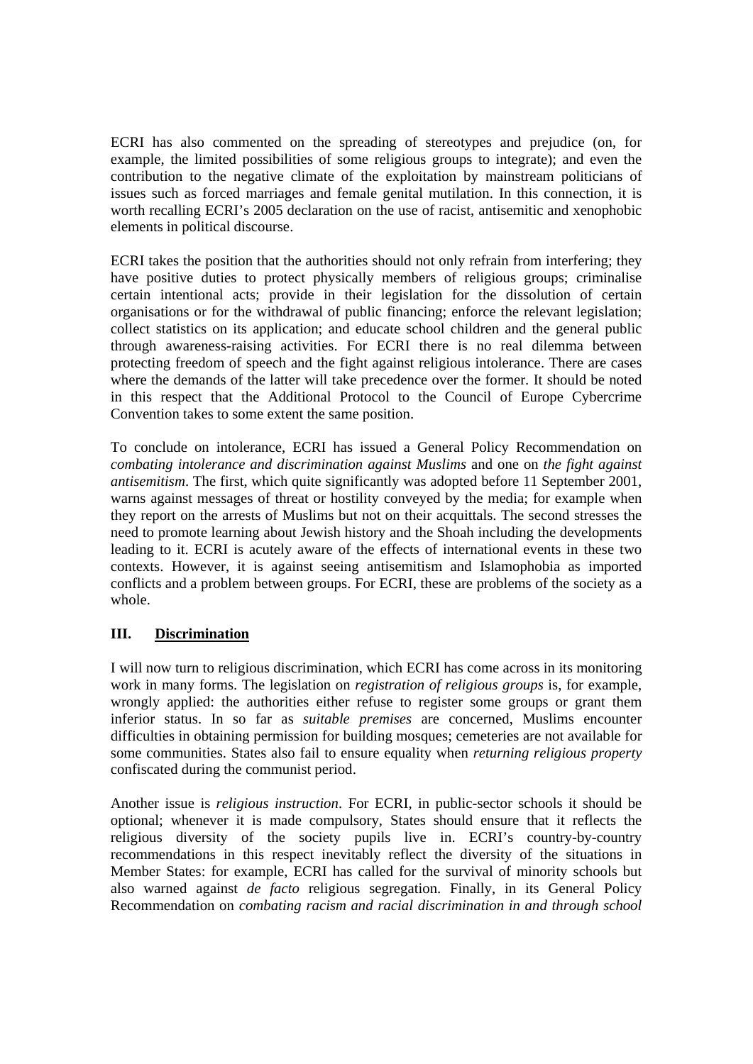ECRI has also commented on the spreading of stereotypes and prejudice (on, for example, the limited possibilities of some religious groups to integrate); and even the contribution to the negative climate of the exploitation by mainstream politicians of issues such as forced marriages and female genital mutilation. In this connection, it is worth recalling ECRI's 2005 declaration on the use of racist, antisemitic and xenophobic elements in political discourse.

ECRI takes the position that the authorities should not only refrain from interfering; they have positive duties to protect physically members of religious groups; criminalise certain intentional acts; provide in their legislation for the dissolution of certain organisations or for the withdrawal of public financing; enforce the relevant legislation; collect statistics on its application; and educate school children and the general public through awareness-raising activities. For ECRI there is no real dilemma between protecting freedom of speech and the fight against religious intolerance. There are cases where the demands of the latter will take precedence over the former. It should be noted in this respect that the Additional Protocol to the Council of Europe Cybercrime Convention takes to some extent the same position.

To conclude on intolerance, ECRI has issued a General Policy Recommendation on *combating intolerance and discrimination against Muslims* and one on *the fight against antisemitism*. The first, which quite significantly was adopted before 11 September 2001, warns against messages of threat or hostility conveyed by the media; for example when they report on the arrests of Muslims but not on their acquittals. The second stresses the need to promote learning about Jewish history and the Shoah including the developments leading to it. ECRI is acutely aware of the effects of international events in these two contexts. However, it is against seeing antisemitism and Islamophobia as imported conflicts and a problem between groups. For ECRI, these are problems of the society as a whole.

## III. Discrimination

I will now turn to religious discrimination, which ECRI has come across in its monitoring work in many forms. The legislation on *registration of religious groups* is, for example, wrongly applied: the authorities either refuse to register some groups or grant them inferior status. In so far as *suitable premises* are concerned, Muslims encounter difficulties in obtaining permission for building mosques; cemeteries are not available for some communities. States also fail to ensure equality when *returning religious property* confiscated during the communist period.

Another issue is *religious instruction*. For ECRI, in public-sector schools it should be optional; whenever it is made compulsory, States should ensure that it reflects the religious diversity of the society pupils live in. ECRI's country-by-country recommendations in this respect inevitably reflect the diversity of the situations in Member States: for example, ECRI has called for the survival of minority schools but also warned against *de facto* religious segregation. Finally, in its General Policy Recommendation on *combating racism and racial discrimination in and through school*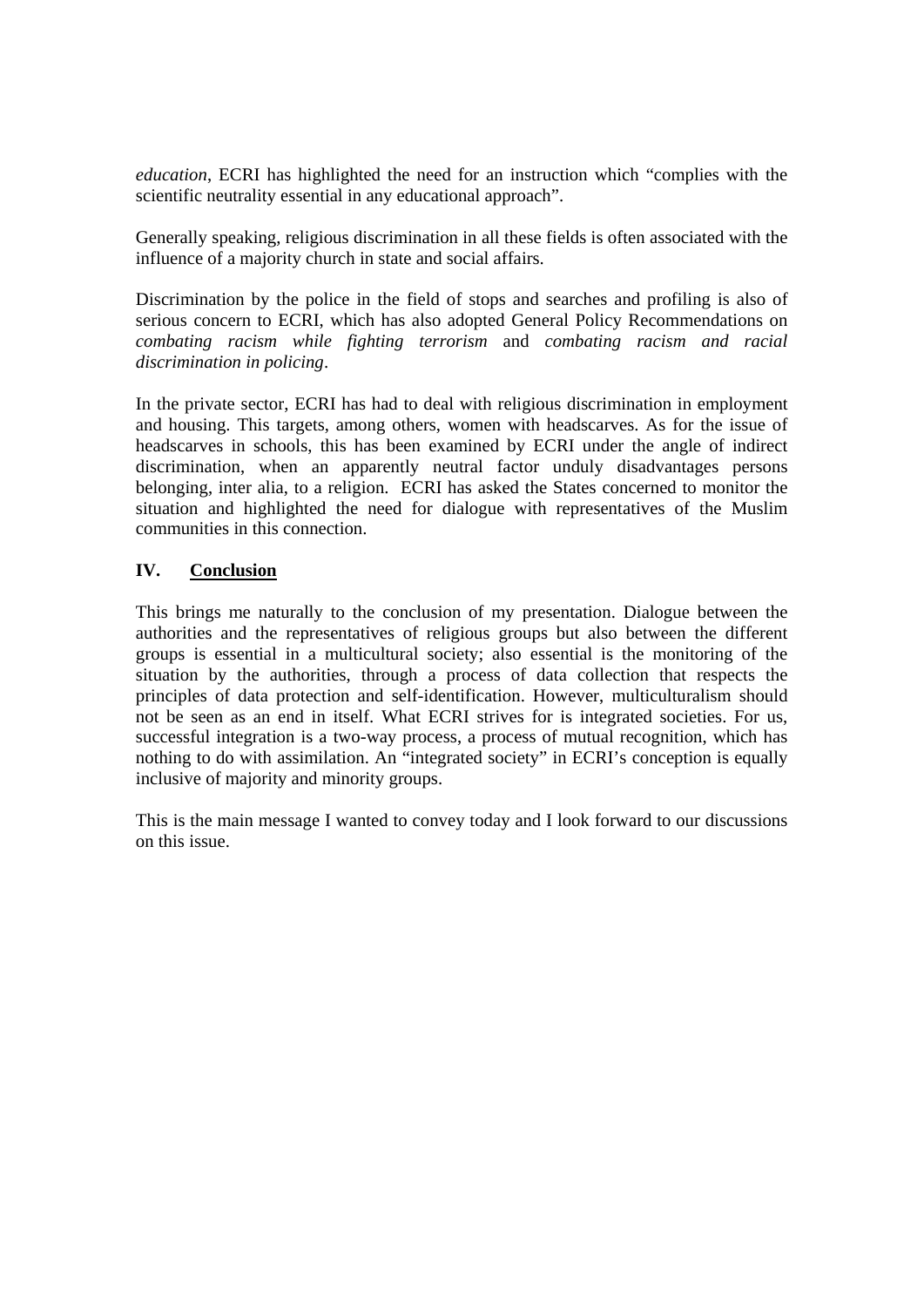*education*, ECRI has highlighted the need for an instruction which "complies with the scientific neutrality essential in any educational approach".

Generally speaking, religious discrimination in all these fields is often associated with the influence of a majority church in state and social affairs.

Discrimination by the police in the field of stops and searches and profiling is also of serious concern to ECRI, which has also adopted General Policy Recommendations on *combating racism while fighting terrorism* and *combating racism and racial discrimination in policing*.

In the private sector, ECRI has had to deal with religious discrimination in employment and housing. This targets, among others, women with headscarves. As for the issue of headscarves in schools, this has been examined by ECRI under the angle of indirect discrimination, when an apparently neutral factor unduly disadvantages persons belonging, inter alia, to a religion. ECRI has asked the States concerned to monitor the situation and highlighted the need for dialogue with representatives of the Muslim communities in this connection.

## IV. Conclusion

This brings me naturally to the conclusion of my presentation. Dialogue between the authorities and the representatives of religious groups but also between the different groups is essential in a multicultural society; also essential is the monitoring of the situation by the authorities, through a process of data collection that respects the principles of data protection and self-identification. However, multiculturalism should not be seen as an end in itself. What ECRI strives for is integrated societies. For us, successful integration is a two-way process, a process of mutual recognition, which has nothing to do with assimilation. An "integrated society" in ECRI's conception is equally inclusive of majority and minority groups.

This is the main message I wanted to convey today and I look forward to our discussions on this issue.